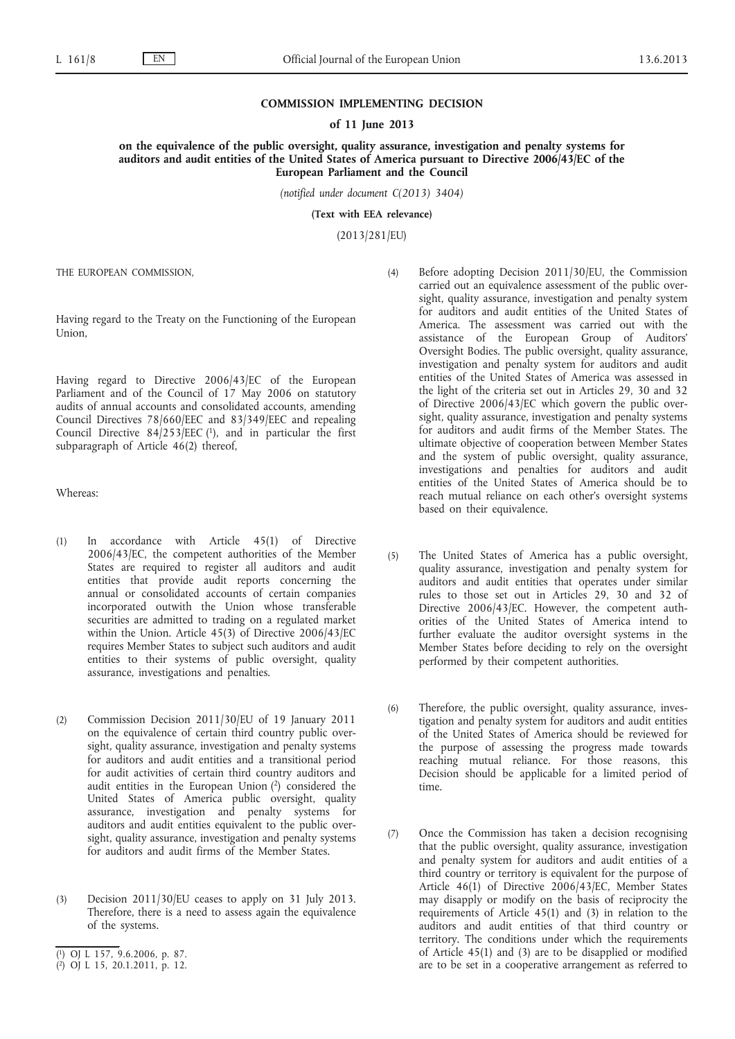# COMMISSION IMPLEMENTING DECISION

## of 11 June 2013

### on the equivalence of the public oversight, quality assurance, investigation and penalty systems for auditors and audit entities of the United States of America pursuant to Directive 2006/43/EC of the European Parliament and the Council

*(notified under document C(2013) 3404)*

**(Text with EEA relevance)**

(2013/281/EU)

THE EUROPEAN COMMISSION,

Having regard to the Treaty on the Functioning of the European Union,

Having regard to Directive 2006/43/EC of the European Parliament and of the Council of 17 May 2006 on statutory audits of annual accounts and consolidated accounts, amending Council Directives 78/660/EEC and 83/349/EEC and repealing Council Directive 84/253/EEC [1], and in particular the first subparagraph of Article 46(2) thereof,

Whereas:

(1) In accordance with Article 45(1) of Directive 2006/43/EC, the competent authorities of the Member States are required to register all auditors and audit entities that provide audit reports concerning the annual or consolidated accounts of certain companies incorporated outwith the Union whose transferable securities are admitted to trading on a regulated market within the Union. Article 45(3) of Directive 2006/43/EC requires Member States to subject such auditors and audit entities to their systems of public oversight, quality assurance, investigations and penalties.

(2) Commission Decision 2011/30/EU of 19 January 2011 on the equivalence of certain third country public oversight, quality assurance, investigation and penalty systems for auditors and audit entities and a transitional period for audit activities of certain third country auditors and audit entities in the European Union [2] considered the United States of America public oversight, quality assurance, investigation and penalty systems for auditors and audit entities equivalent to the public oversight, quality assurance, investigation and penalty systems for auditors and audit firms of the Member States.

(3) Decision 2011/30/EU ceases to apply on 31 July 2013. Therefore, there is a need to assess again the equivalence of the systems.

(4) Before adopting Decision 2011/30/EU, the Commission carried out an equivalence assessment of the public oversight, quality assurance, investigation and penalty system for auditors and audit entities of the United States of America. The assessment was carried out with the assistance of the European Group of Auditors' Oversight Bodies. The public oversight, quality assurance, investigation and penalty system for auditors and audit entities of the United States of America was assessed in the light of the criteria set out in Articles 29, 30 and 32 of Directive 2006/43/EC which govern the public oversight, quality assurance, investigation and penalty systems for auditors and audit firms of the Member States. The ultimate objective of cooperation between Member States and the system of public oversight, quality assurance, investigations and penalties for auditors and audit entities of the United States of America should be to reach mutual reliance on each other's oversight systems based on their equivalence.

(5) The United States of America has a public oversight, quality assurance, investigation and penalty system for auditors and audit entities that operates under similar rules to those set out in Articles 29, 30 and 32 of Directive 2006/43/EC. However, the competent authorities of the United States of America intend to further evaluate the auditor oversight systems in the Member States before deciding to rely on the oversight performed by their competent authorities.

(6) Therefore, the public oversight, quality assurance, investigation and penalty system for auditors and audit entities of the United States of America should be reviewed for the purpose of assessing the progress made towards reaching mutual reliance. For those reasons, this Decision should be applicable for a limited period of time.

(7) Once the Commission has taken a decision recognising that the public oversight, quality assurance, investigation and penalty system for auditors and audit entities of a third country or territory is equivalent for the purpose of Article 46(1) of Directive 2006/43/EC, Member States may disapply or modify on the basis of reciprocity the requirements of Article 45(1) and (3) in relation to the auditors and audit entities of that third country or territory. The conditions under which the requirements of Article 45(1) and (3) are to be disapplied or modified are to be set in a cooperative arrangement as referred to

[1] OJ L 157, 9.6.2006, p. 87.

[2] OJ L 15, 20.1.2011, p. 12.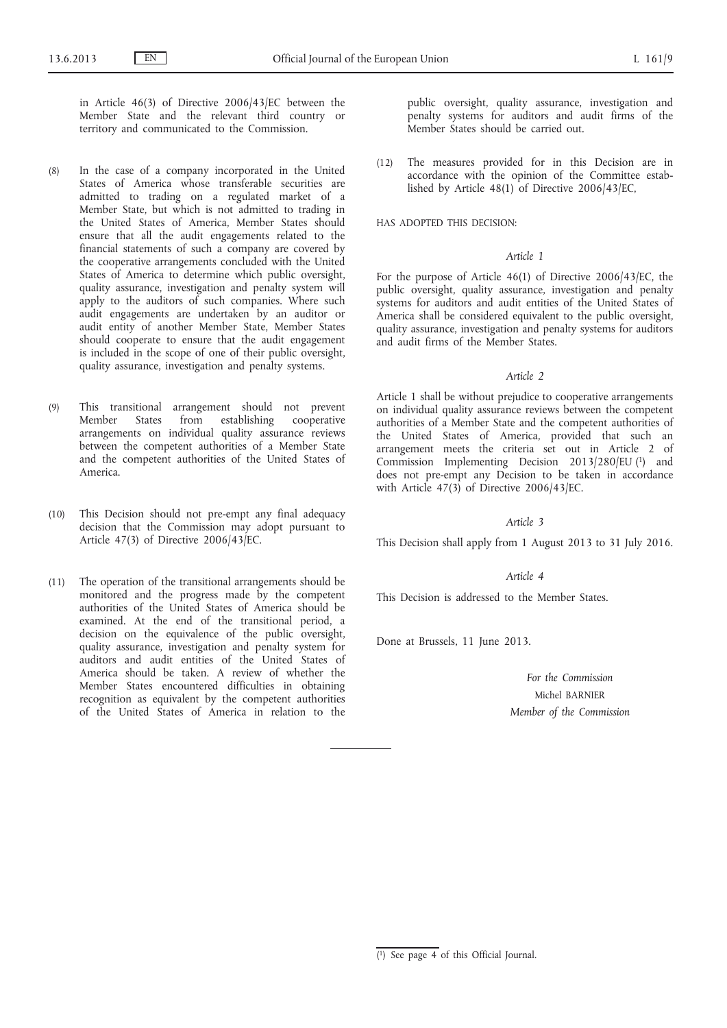in Article 46(3) of Directive 2006/43/EC between the Member State and the relevant third country or territory and communicated to the Commission.

(8) In the case of a company incorporated in the United States of America whose transferable securities are admitted to trading on a regulated market of a Member State, but which is not admitted to trading in the United States of America, Member States should ensure that all the audit engagements related to the financial statements of such a company are covered by the cooperative arrangements concluded with the United States of America to determine which public oversight, quality assurance, investigation and penalty system will apply to the auditors of such companies. Where such audit engagements are undertaken by an auditor or audit entity of another Member State, Member States should cooperate to ensure that the audit engagement is included in the scope of one of their public oversight, quality assurance, investigation and penalty systems.

(9) This transitional arrangement should not prevent Member States from establishing cooperative arrangements on individual quality assurance reviews between the competent authorities of a Member State and the competent authorities of the United States of America.

(10) This Decision should not pre-empt any final adequacy decision that the Commission may adopt pursuant to Article 47(3) of Directive 2006/43/EC.

(11) The operation of the transitional arrangements should be monitored and the progress made by the competent authorities of the United States of America should be examined. At the end of the transitional period, a decision on the equivalence of the public oversight, quality assurance, investigation and penalty system for auditors and audit entities of the United States of America should be taken. A review of whether the Member States encountered difficulties in obtaining recognition as equivalent by the competent authorities of the United States of America in relation to the public oversight, quality assurance, investigation and penalty systems for auditors and audit firms of the Member States should be carried out.

(12) The measures provided for in this Decision are in accordance with the opinion of the Committee established by Article 48(1) of Directive 2006/43/EC,

HAS ADOPTED THIS DECISION:

*Article 1*

For the purpose of Article 46(1) of Directive 2006/43/EC, the public oversight, quality assurance, investigation and penalty systems for auditors and audit entities of the United States of America shall be considered equivalent to the public oversight, quality assurance, investigation and penalty systems for auditors and audit firms of the Member States.

*Article 2*

Article 1 shall be without prejudice to cooperative arrangements on individual quality assurance reviews between the competent authorities of a Member State and the competent authorities of the United States of America, provided that such an arrangement meets the criteria set out in Article 2 of Commission Implementing Decision 2013/280/EU [1] and does not pre-empt any Decision to be taken in accordance with Article 47(3) of Directive 2006/43/EC.

*Article 3*

This Decision shall apply from 1 August 2013 to 31 July 2016.

*Article 4*

This Decision is addressed to the Member States.

Done at Brussels, 11 June 2013.

*For the Commission*

Michel BARNIER

*Member of the Commission*

---

[1] See page 4 of this Official Journal.